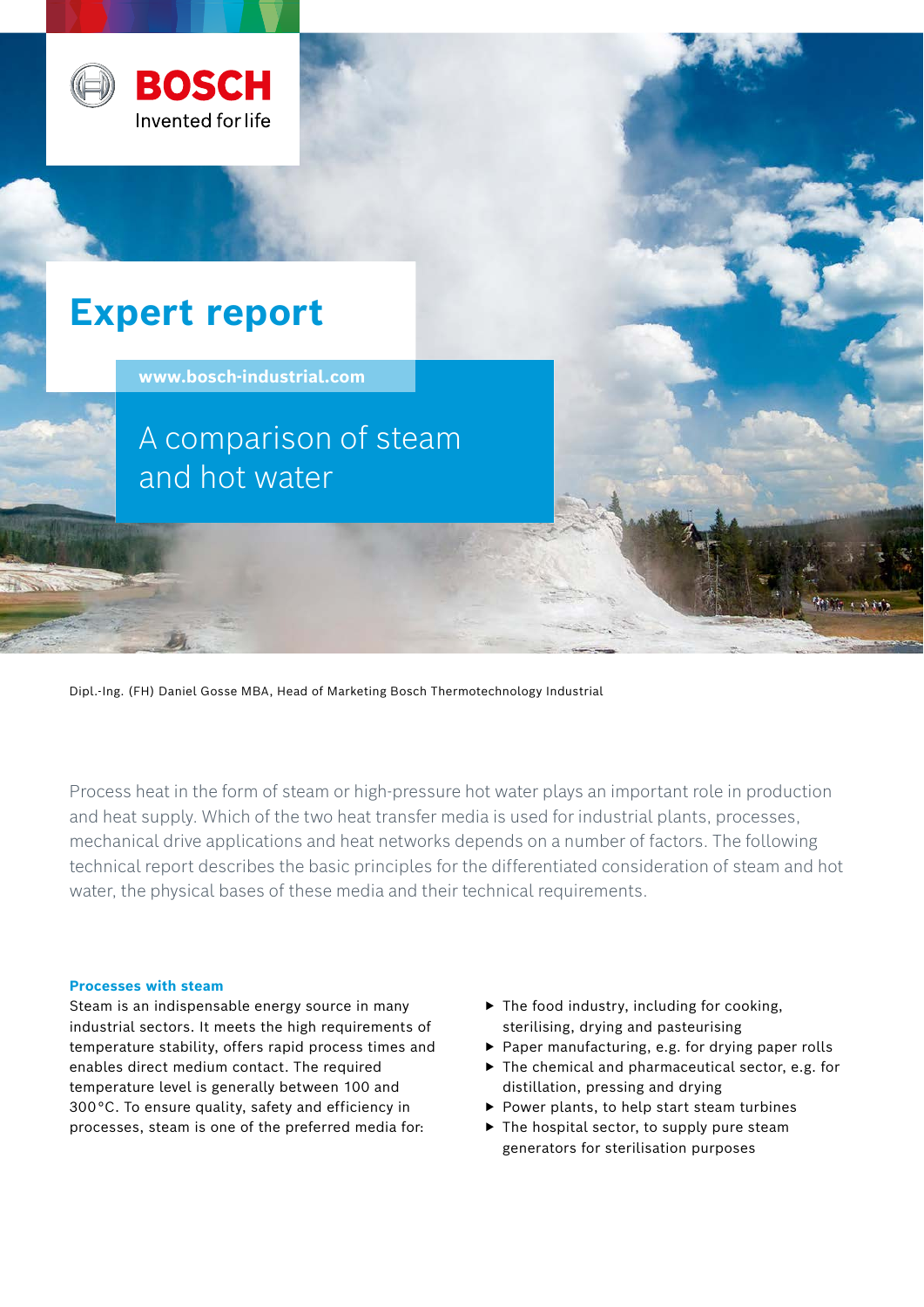BOSCH

Invented for life

# Expert report

www.bosch-industrial.com

## A comparison of steam and hot water

Dipl.-Ing. (FH) Daniel Gosse MBA, Head of Marketing Bosch Thermotechnology Industrial

Process heat in the form of steam or high-pressure hot water plays an important role in production and heat supply. Which of the two heat transfer media is used for industrial plants, processes, mechanical drive applications and heat networks depends on a number of factors. The following technical report describes the basic principles for the differentiated consideration of steam and hot water, the physical bases of these media and their technical requirements.

### Processes with steam

Steam is an indispensable energy source in many industrial sectors. It meets the high requirements of temperature stability, offers rapid process times and enables direct medium contact. The required temperature level is generally between 100 and 300 °C. To ensure quality, safety and efficiency in processes, steam is one of the preferred media for:

- The food industry, including for cooking, sterilising, drying and pasteurising
- Paper manufacturing, e.g. for drying paper rolls
- The chemical and pharmaceutical sector, e.g. for distillation, pressing and drying
- Power plants, to help start steam turbines
- The hospital sector, to supply pure steam generators for sterilisation purposes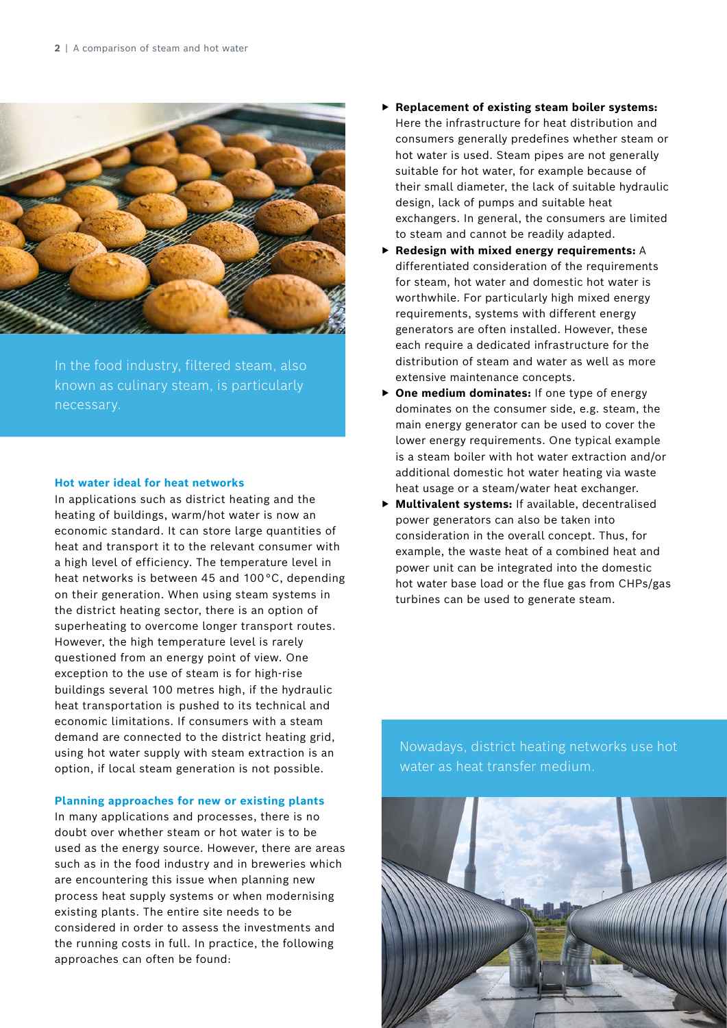In the food industry, filtered steam, also known as culinary steam, is particularly necessary.

### Hot water ideal for heat networks

In applications such as district heating and the heating of buildings, warm/hot water is now an economic standard. It can store large quantities of heat and transport it to the relevant consumer with a high level of efficiency. The temperature level in heat networks is between 45 and 100 °C, depending on their generation. When using steam systems in the district heating sector, there is an option of superheating to overcome longer transport routes. However, the high temperature level is rarely questioned from an energy point of view. One exception to the use of steam is for high-rise buildings several 100 metres high, if the hydraulic heat transportation is pushed to its technical and economic limitations. If consumers with a steam demand are connected to the district heating grid, using hot water supply with steam extraction is an option, if local steam generation is not possible.

### Planning approaches for new or existing plants

In many applications and processes, there is no doubt over whether steam or hot water is to be used as the energy source. However, there are areas such as in the food industry and in breweries which are encountering this issue when planning new process heat supply systems or when modernising existing plants. The entire site needs to be considered in order to assess the investments and the running costs in full. In practice, the following approaches can often be found:

- **Replacement of existing steam boiler systems:** Here the infrastructure for heat distribution and consumers generally predefines whether steam or hot water is used. Steam pipes are not generally suitable for hot water, for example because of their small diameter, the lack of suitable hydraulic design, lack of pumps and suitable heat exchangers. In general, the consumers are limited to steam and cannot be readily adapted.
- **Redesign with mixed energy requirements:** A differentiated consideration of the requirements for steam, hot water and domestic hot water is worthwhile. For particularly high mixed energy requirements, systems with different energy generators are often installed. However, these each require a dedicated infrastructure for the distribution of steam and water as well as more extensive maintenance concepts.
- **One medium dominates:** If one type of energy dominates on the consumer side, e.g. steam, the main energy generator can be used to cover the lower energy requirements. One typical example is a steam boiler with hot water extraction and/or additional domestic hot water heating via waste heat usage or a steam/water heat exchanger.
- **Multivalent systems:** If available, decentralised power generators can also be taken into consideration in the overall concept. Thus, for example, the waste heat of a combined heat and power unit can be integrated into the domestic hot water base load or the flue gas from CHPs/gas turbines can be used to generate steam.

Nowadays, district heating networks use hot water as heat transfer medium.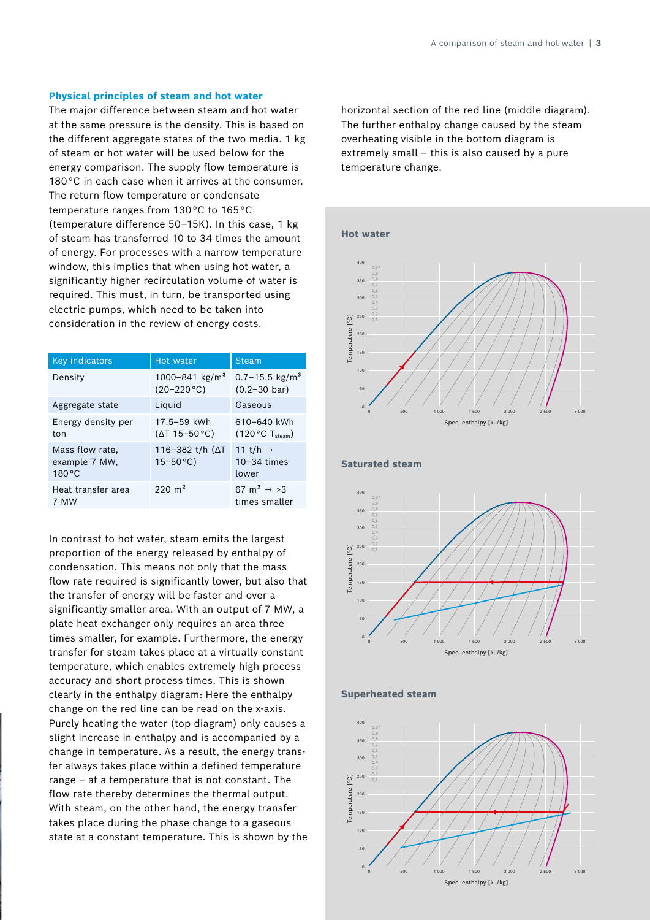## Physical principles of steam and hot water

The major difference between steam and hot water at the same pressure is the density. This is based on the different aggregate states of the two media. 1 kg of steam or hot water will be used below for the energy comparison. The supply flow temperature is 180 °C in each case when it arrives at the consumer. The return flow temperature or condensate temperature ranges from 130 °C to 165 °C (temperature difference 50–15K). In this case, 1 kg of steam has transferred 10 to 34 times the amount of energy. For processes with a narrow temperature window, this implies that when using hot water, a significantly higher recirculation volume of water is required. This must, in turn, be transported using electric pumps, which need to be taken into consideration in the review of energy costs.

| Key indicators | Hot water | Steam |
| --- | --- | --- |
| Density | 1000–841 kg/m³ (20–220 °C) | 0.7–15.5 kg/m³ (0.2–30 bar) |
| Aggregate state | Liquid | Gaseous |
| Energy density per ton | 17.5–59 kWh (ΔT 15–50 °C) | 610–640 kWh (120 °C $T_{steam}$) |
| Mass flow rate, example 7 MW, 180 °C | 116–382 t/h (ΔT 15–50 °C) | 11 t/h → 10–34 times lower |
| Heat transfer area 7 MW | 220 m² | 67 m² → >3 times smaller |

In contrast to hot water, steam emits the largest proportion of the energy released by enthalpy of condensation. This means not only that the mass flow rate required is significantly lower, but also that the transfer of energy will be faster and over a significantly smaller area. With an output of 7 MW, a plate heat exchanger only requires an area three times smaller, for example. Furthermore, the energy transfer for steam takes place at a virtually constant temperature, which enables extremely high process accuracy and short process times. This is shown clearly in the enthalpy diagram: Here the enthalpy change on the red line can be read on the x-axis. Purely heating the water (top diagram) only causes a slight increase in enthalpy and is accompanied by a change in temperature. As a result, the energy transfer always takes place within a defined temperature range – at a temperature that is not constant. The flow rate thereby determines the thermal output. With steam, on the other hand, the energy transfer takes place during the phase change to a gaseous state at a constant temperature. This is shown by the horizontal section of the red line (middle diagram). The further enthalpy change caused by the steam overheating visible in the bottom diagram is extremely small – this is also caused by a pure temperature change.

**Hot water**

**Saturated steam**

**Superheated steam**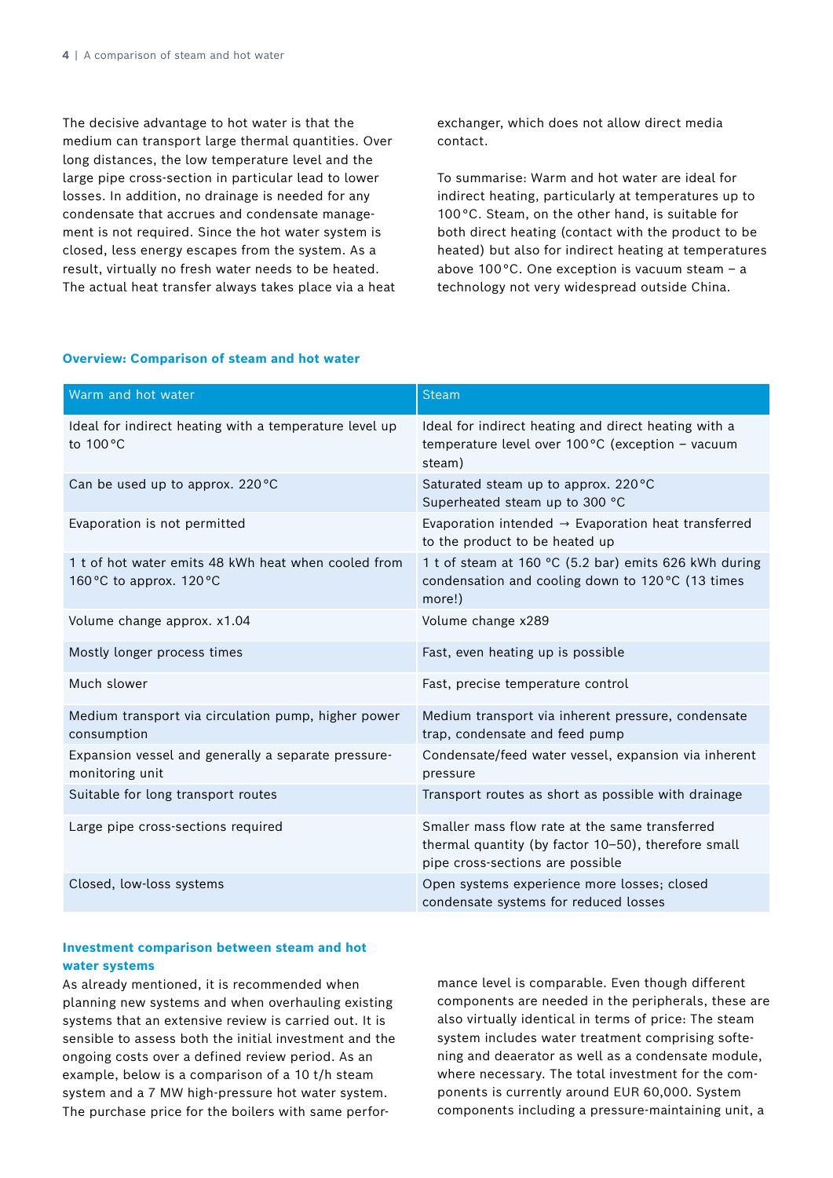The decisive advantage to hot water is that the medium can transport large thermal quantities. Over long distances, the low temperature level and the large pipe cross-section in particular lead to lower losses. In addition, no drainage is needed for any condensate that accrues and condensate management is not required. Since the hot water system is closed, less energy escapes from the system. As a result, virtually no fresh water needs to be heated. The actual heat transfer always takes place via a heat exchanger, which does not allow direct media contact.

To summarise: Warm and hot water are ideal for indirect heating, particularly at temperatures up to 100 °C. Steam, on the other hand, is suitable for both direct heating (contact with the product to be heated) but also for indirect heating at temperatures above 100 °C. One exception is vacuum steam – a technology not very widespread outside China.

### Overview: Comparison of steam and hot water

| Warm and hot water | Steam |
| --- | --- |
| Ideal for indirect heating with a temperature level up to 100 °C | Ideal for indirect heating and direct heating with a temperature level over 100 °C (exception – vacuum steam) |
| Can be used up to approx. 220 °C | Saturated steam up to approx. 220 °C Superheated steam up to 300 °C |
| Evaporation is not permitted | Evaporation intended → Evaporation heat transferred to the product to be heated up |
| 1 t of hot water emits 48 kWh heat when cooled from 160 °C to approx. 120 °C | 1 t of steam at 160 °C (5.2 bar) emits 626 kWh during condensation and cooling down to 120 °C (13 times more!) |
| Volume change approx. x1.04 | Volume change x289 |
| Mostly longer process times | Fast, even heating up is possible |
| Much slower | Fast, precise temperature control |
| Medium transport via circulation pump, higher power consumption | Medium transport via inherent pressure, condensate trap, condensate and feed pump |
| Expansion vessel and generally a separate pressure-monitoring unit | Condensate/feed water vessel, expansion via inherent pressure |
| Suitable for long transport routes | Transport routes as short as possible with drainage |
| Large pipe cross-sections required | Smaller mass flow rate at the same transferred thermal quantity (by factor 10–50), therefore small pipe cross-sections are possible |
| Closed, low-loss systems | Open systems experience more losses; closed condensate systems for reduced losses |

### Investment comparison between steam and hot water systems

As already mentioned, it is recommended when planning new systems and when overhauling existing systems that an extensive review is carried out. It is sensible to assess both the initial investment and the ongoing costs over a defined review period. As an example, below is a comparison of a 10 t/h steam system and a 7 MW high-pressure hot water system. The purchase price for the boilers with same performance level is comparable. Even though different components are needed in the peripherals, these are also virtually identical in terms of price: The steam system includes water treatment comprising softening and deaerator as well as a condensate module, where necessary. The total investment for the components is currently around EUR 60,000. System components including a pressure-maintaining unit, a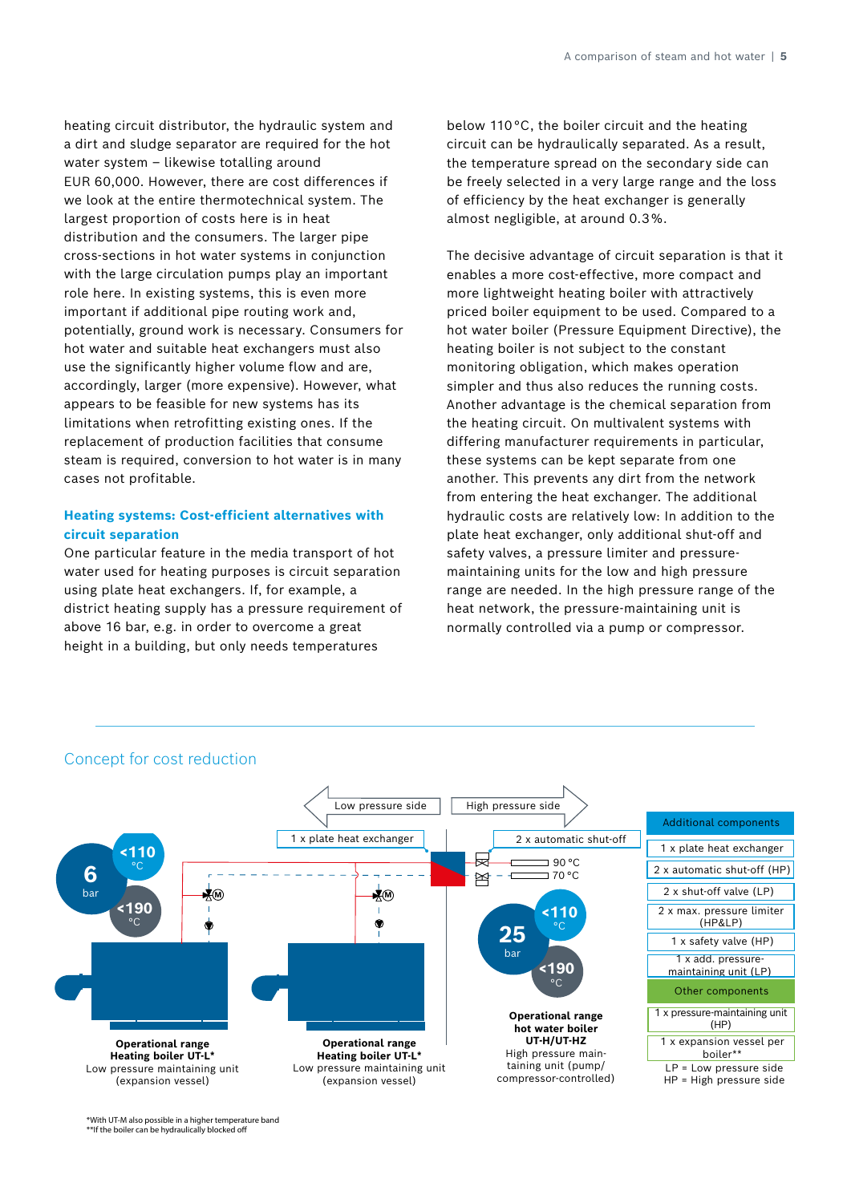heating circuit distributor, the hydraulic system and a dirt and sludge separator are required for the hot water system – likewise totalling around EUR 60,000. However, there are cost differences if we look at the entire thermotechnical system. The largest proportion of costs here is in heat distribution and the consumers. The larger pipe cross-sections in hot water systems in conjunction with the large circulation pumps play an important role here. In existing systems, this is even more important if additional pipe routing work and, potentially, ground work is necessary. Consumers for hot water and suitable heat exchangers must also use the significantly higher volume flow and are, accordingly, larger (more expensive). However, what appears to be feasible for new systems has its limitations when retrofitting existing ones. If the replacement of production facilities that consume steam is required, conversion to hot water is in many cases not profitable.

### Heating systems: Cost-efficient alternatives with circuit separation

One particular feature in the media transport of hot water used for heating purposes is circuit separation using plate heat exchangers. If, for example, a district heating supply has a pressure requirement of above 16 bar, e.g. in order to overcome a great height in a building, but only needs temperatures below 110 °C, the boiler circuit and the heating circuit can be hydraulically separated. As a result, the temperature spread on the secondary side can be freely selected in a very large range and the loss of efficiency by the heat exchanger is generally almost negligible, at around 0.3%.

The decisive advantage of circuit separation is that it enables a more cost-effective, more compact and more lightweight heating boiler with attractively priced boiler equipment to be used. Compared to a hot water boiler (Pressure Equipment Directive), the heating boiler is not subject to the constant monitoring obligation, which makes operation simpler and thus also reduces the running costs. Another advantage is the chemical separation from the heating circuit. On multivalent systems with differing manufacturer requirements in particular, these systems can be kept separate from one another. This prevents any dirt from the network from entering the heat exchanger. The additional hydraulic costs are relatively low: In addition to the plate heat exchanger, only additional shut-off and safety valves, a pressure limiter and pressure-maintaining units for the low and high pressure range are needed. In the high pressure range of the heat network, the pressure-maintaining unit is normally controlled via a pump or compressor.

## Concept for cost reduction

Low pressure side | High pressure side

1 x plate heat exchanger | 2 x automatic shut-off

6 bar, <110 °C, <190 °C

90 °C / 70 °C

25 bar, <110 °C, <190 °C

**Operational range Heating boiler UT-L***
Low pressure maintaining unit (expansion vessel)

**Operational range Heating boiler UT-L***
Low pressure maintaining unit (expansion vessel)

**Operational range hot water boiler UT-H/UT-HZ**
High pressure maintaining unit (pump/compressor-controlled)

| Additional components |
| --- |
| 1 x plate heat exchanger |
| 2 x automatic shut-off (HP) |
| 2 x shut-off valve (LP) |
| 2 x max. pressure limiter (HP&LP) |
| 1 x safety valve (HP) |
| 1 x add. pressure-maintaining unit (LP) |
| **Other components** |
| 1 x pressure-maintaining unit (HP) |
| 1 x expansion vessel per boiler** |

LP = Low pressure side
HP = High pressure side

*With UT-M also possible in a higher temperature band
**If the boiler can be hydraulically blocked off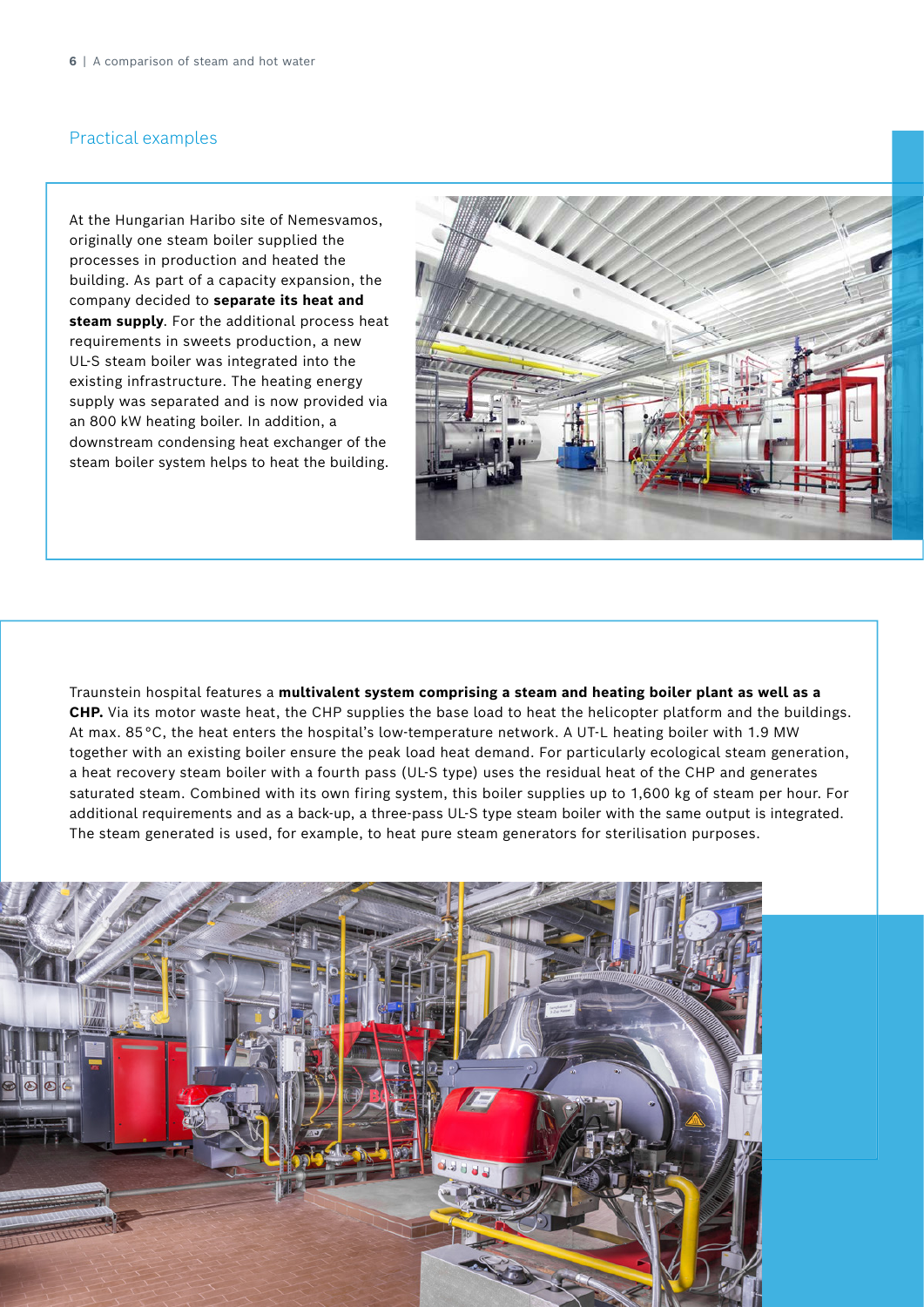## Practical examples

At the Hungarian Haribo site of Nemesvamos, originally one steam boiler supplied the processes in production and heated the building. As part of a capacity expansion, the company decided to **separate its heat and steam supply**. For the additional process heat requirements in sweets production, a new UL-S steam boiler was integrated into the existing infrastructure. The heating energy supply was separated and is now provided via an 800 kW heating boiler. In addition, a downstream condensing heat exchanger of the steam boiler system helps to heat the building.

Traunstein hospital features a **multivalent system comprising a steam and heating boiler plant as well as a CHP.** Via its motor waste heat, the CHP supplies the base load to heat the helicopter platform and the buildings. At max. 85 °C, the heat enters the hospital's low-temperature network. A UT-L heating boiler with 1.9 MW together with an existing boiler ensure the peak load heat demand. For particularly ecological steam generation, a heat recovery steam boiler with a fourth pass (UL-S type) uses the residual heat of the CHP and generates saturated steam. Combined with its own firing system, this boiler supplies up to 1,600 kg of steam per hour. For additional requirements and as a back-up, a three-pass UL-S type steam boiler with the same output is integrated. The steam generated is used, for example, to heat pure steam generators for sterilisation purposes.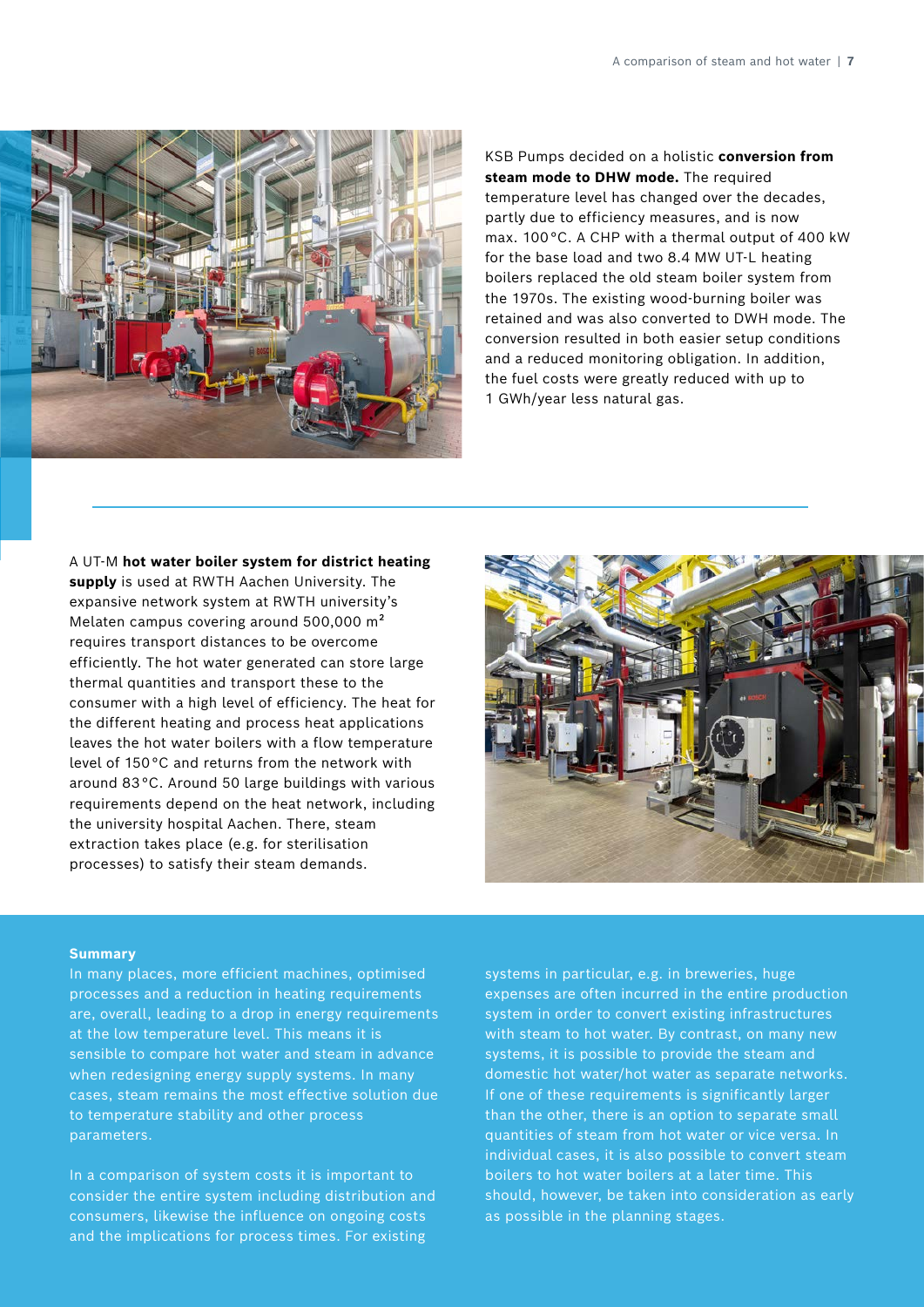KSB Pumps decided on a holistic **conversion from steam mode to DHW mode.** The required temperature level has changed over the decades, partly due to efficiency measures, and is now max. 100 °C. A CHP with a thermal output of 400 kW for the base load and two 8.4 MW UT-L heating boilers replaced the old steam boiler system from the 1970s. The existing wood-burning boiler was retained and was also converted to DWH mode. The conversion resulted in both easier setup conditions and a reduced monitoring obligation. In addition, the fuel costs were greatly reduced with up to 1 GWh/year less natural gas.

A UT-M **hot water boiler system for district heating supply** is used at RWTH Aachen University. The expansive network system at RWTH university's Melaten campus covering around 500,000 m² requires transport distances to be overcome efficiently. The hot water generated can store large thermal quantities and transport these to the consumer with a high level of efficiency. The heat for the different heating and process heat applications leaves the hot water boilers with a flow temperature level of 150 °C and returns from the network with around 83 °C. Around 50 large buildings with various requirements depend on the heat network, including the university hospital Aachen. There, steam extraction takes place (e.g. for sterilisation processes) to satisfy their steam demands.

**Summary**

In many places, more efficient machines, optimised processes and a reduction in heating requirements are, overall, leading to a drop in energy requirements at the low temperature level. This means it is sensible to compare hot water and steam in advance when redesigning energy supply systems. In many cases, steam remains the most effective solution due to temperature stability and other process parameters.

In a comparison of system costs it is important to consider the entire system including distribution and consumers, likewise the influence on ongoing costs and the implications for process times. For existing systems in particular, e.g. in breweries, huge expenses are often incurred in the entire production system in order to convert existing infrastructures with steam to hot water. By contrast, on many new systems, it is possible to provide the steam and domestic hot water/hot water as separate networks. If one of these requirements is significantly larger than the other, there is an option to separate small quantities of steam from hot water or vice versa. In individual cases, it is also possible to convert steam boilers to hot water boilers at a later time. This should, however, be taken into consideration as early as possible in the planning stages.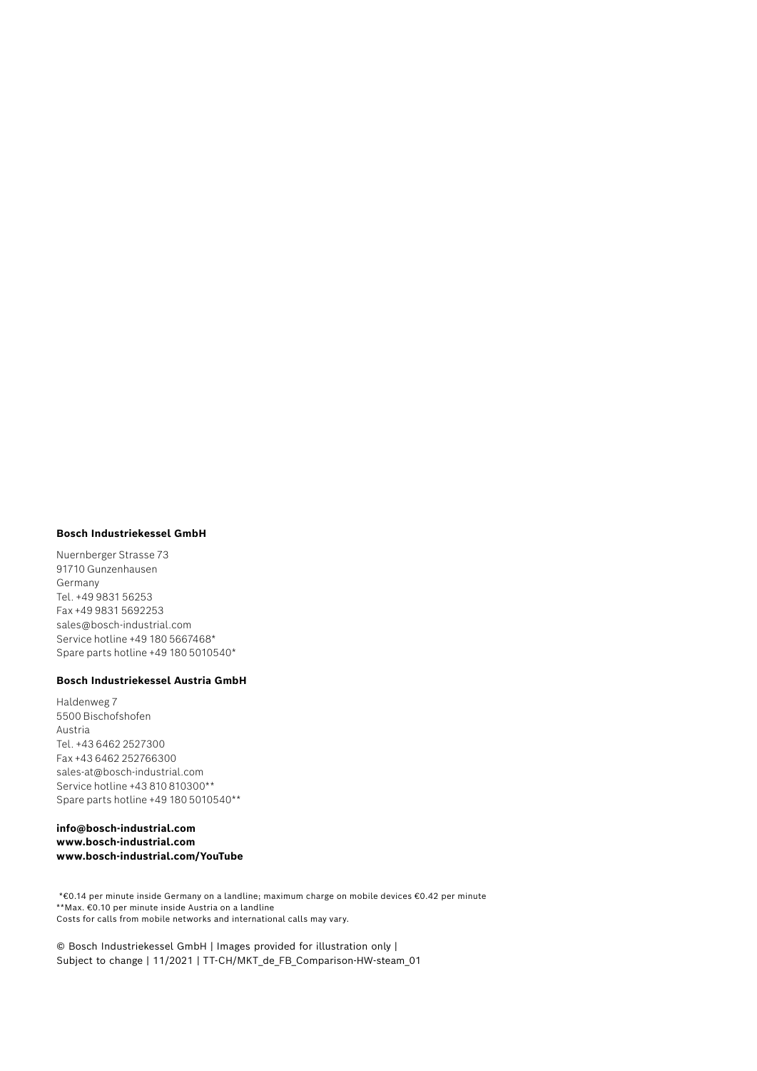**Bosch Industriekessel GmbH**

Nuernberger Strasse 73
91710 Gunzenhausen
Germany
Tel. +49 9831 56253
Fax +49 9831 5692253
sales@bosch-industrial.com
Service hotline +49 180 5667468*
Spare parts hotline +49 180 5010540*

**Bosch Industriekessel Austria GmbH**

Haldenweg 7
5500 Bischofshofen
Austria
Tel. +43 6462 2527300
Fax +43 6462 252766300
sales-at@bosch-industrial.com
Service hotline +43 810 810300**
Spare parts hotline +49 180 5010540**

**info@bosch-industrial.com**
**www.bosch-industrial.com**
**www.bosch-industrial.com/YouTube**

*€0.14 per minute inside Germany on a landline; maximum charge on mobile devices €0.42 per minute
**Max. €0.10 per minute inside Austria on a landline
Costs for calls from mobile networks and international calls may vary.

© Bosch Industriekessel GmbH | Images provided for illustration only |
Subject to change | 11/2021 | TT-CH/MKT_de_FB_Comparison-HW-steam_01